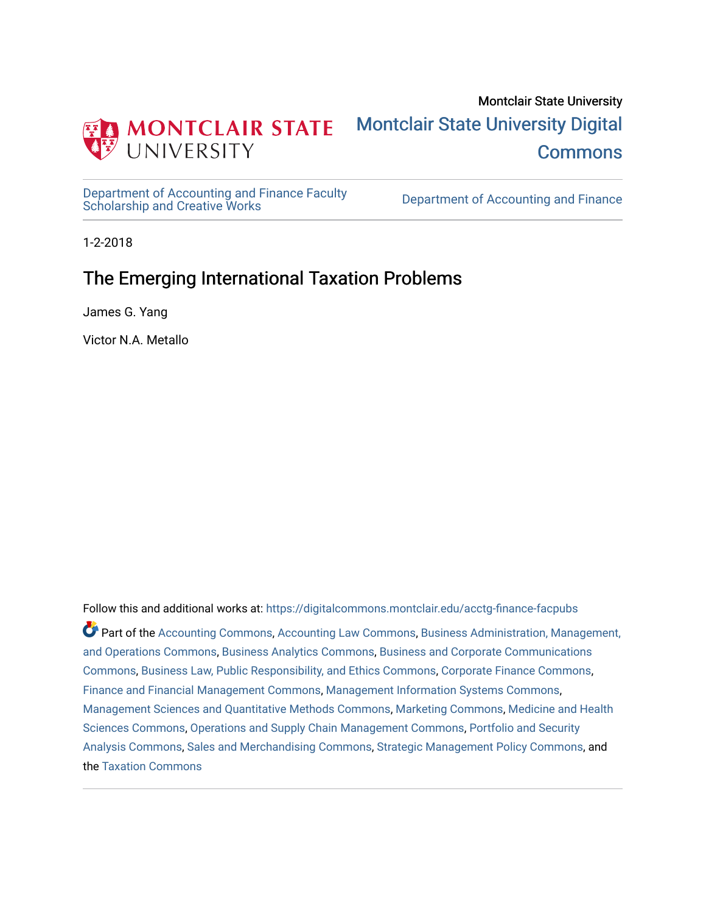Montclair State University

Montclair State University Digital Commons

Department of Accounting and Finance Faculty Scholarship and Creative Works

Department of Accounting and Finance

1-2-2018

# The Emerging International Taxation Problems

James G. Yang

Victor N.A. Metallo

Follow this and additional works at: https://digitalcommons.montclair.edu/acctg-finance-facpubs

Part of the Accounting Commons, Accounting Law Commons, Business Administration, Management, and Operations Commons, Business Analytics Commons, Business and Corporate Communications Commons, Business Law, Public Responsibility, and Ethics Commons, Corporate Finance Commons, Finance and Financial Management Commons, Management Information Systems Commons, Management Sciences and Quantitative Methods Commons, Marketing Commons, Medicine and Health Sciences Commons, Operations and Supply Chain Management Commons, Portfolio and Security Analysis Commons, Sales and Merchandising Commons, Strategic Management Policy Commons, and the Taxation Commons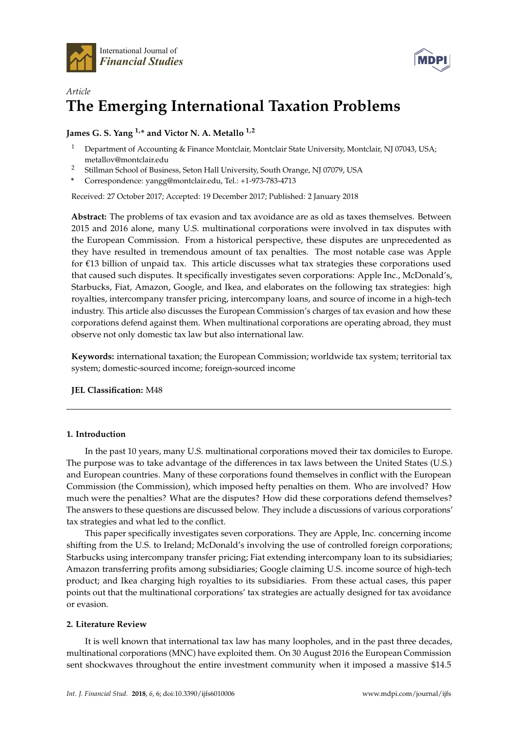Article

# The Emerging International Taxation Problems

**James G. S. Yang [1,*] and Victor N. A. Metallo [1,2]**

[1] Department of Accounting & Finance Montclair, Montclair State University, Montclair, NJ 07043, USA; metallov@montclair.edu

[2] Stillman School of Business, Seton Hall University, South Orange, NJ 07079, USA

\* Correspondence: yangg@montclair.edu, Tel.: +1-973-783-4713

Received: 27 October 2017; Accepted: 19 December 2017; Published: 2 January 2018

**Abstract:** The problems of tax evasion and tax avoidance are as old as taxes themselves. Between 2015 and 2016 alone, many U.S. multinational corporations were involved in tax disputes with the European Commission. From a historical perspective, these disputes are unprecedented as they have resulted in tremendous amount of tax penalties. The most notable case was Apple for €13 billion of unpaid tax. This article discusses what tax strategies these corporations used that caused such disputes. It specifically investigates seven corporations: Apple Inc., McDonald's, Starbucks, Fiat, Amazon, Google, and Ikea, and elaborates on the following tax strategies: high royalties, intercompany transfer pricing, intercompany loans, and source of income in a high-tech industry. This article also discusses the European Commission's charges of tax evasion and how these corporations defend against them. When multinational corporations are operating abroad, they must observe not only domestic tax law but also international law.

**Keywords:** international taxation; the European Commission; worldwide tax system; territorial tax system; domestic-sourced income; foreign-sourced income

**JEL Classification:** M48

## 1. Introduction

In the past 10 years, many U.S. multinational corporations moved their tax domiciles to Europe. The purpose was to take advantage of the differences in tax laws between the United States (U.S.) and European countries. Many of these corporations found themselves in conflict with the European Commission (the Commission), which imposed hefty penalties on them. Who are involved? How much were the penalties? What are the disputes? How did these corporations defend themselves? The answers to these questions are discussed below. They include a discussions of various corporations' tax strategies and what led to the conflict.

This paper specifically investigates seven corporations. They are Apple, Inc. concerning income shifting from the U.S. to Ireland; McDonald's involving the use of controlled foreign corporations; Starbucks using intercompany transfer pricing; Fiat extending intercompany loan to its subsidiaries; Amazon transferring profits among subsidiaries; Google claiming U.S. income source of high-tech product; and Ikea charging high royalties to its subsidiaries. From these actual cases, this paper points out that the multinational corporations' tax strategies are actually designed for tax avoidance or evasion.

## 2. Literature Review

It is well known that international tax law has many loopholes, and in the past three decades, multinational corporations (MNC) have exploited them. On 30 August 2016 the European Commission sent shockwaves throughout the entire investment community when it imposed a massive $14.5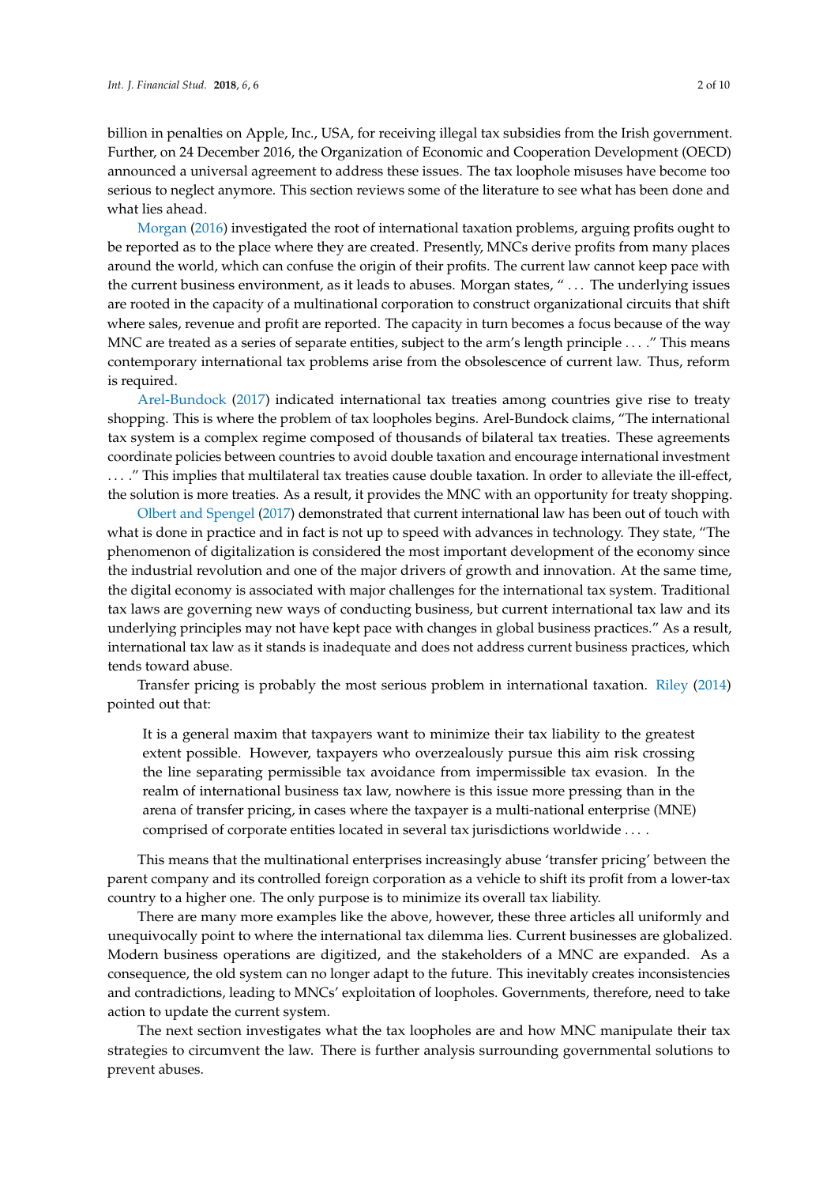billion in penalties on Apple, Inc., USA, for receiving illegal tax subsidies from the Irish government. Further, on 24 December 2016, the Organization of Economic and Cooperation Development (OECD) announced a universal agreement to address these issues. The tax loophole misuses have become too serious to neglect anymore. This section reviews some of the literature to see what has been done and what lies ahead.

Morgan (2016) investigated the root of international taxation problems, arguing profits ought to be reported as to the place where they are created. Presently, MNCs derive profits from many places around the world, which can confuse the origin of their profits. The current law cannot keep pace with the current business environment, as it leads to abuses. Morgan states, " . . . The underlying issues are rooted in the capacity of a multinational corporation to construct organizational circuits that shift where sales, revenue and profit are reported. The capacity in turn becomes a focus because of the way MNC are treated as a series of separate entities, subject to the arm's length principle . . . ." This means contemporary international tax problems arise from the obsolescence of current law. Thus, reform is required.

Arel-Bundock (2017) indicated international tax treaties among countries give rise to treaty shopping. This is where the problem of tax loopholes begins. Arel-Bundock claims, "The international tax system is a complex regime composed of thousands of bilateral tax treaties. These agreements coordinate policies between countries to avoid double taxation and encourage international investment . . . ." This implies that multilateral tax treaties cause double taxation. In order to alleviate the ill-effect, the solution is more treaties. As a result, it provides the MNC with an opportunity for treaty shopping.

Olbert and Spengel (2017) demonstrated that current international law has been out of touch with what is done in practice and in fact is not up to speed with advances in technology. They state, "The phenomenon of digitalization is considered the most important development of the economy since the industrial revolution and one of the major drivers of growth and innovation. At the same time, the digital economy is associated with major challenges for the international tax system. Traditional tax laws are governing new ways of conducting business, but current international tax law and its underlying principles may not have kept pace with changes in global business practices." As a result, international tax law as it stands is inadequate and does not address current business practices, which tends toward abuse.

Transfer pricing is probably the most serious problem in international taxation. Riley (2014) pointed out that:

> It is a general maxim that taxpayers want to minimize their tax liability to the greatest extent possible. However, taxpayers who overzealously pursue this aim risk crossing the line separating permissible tax avoidance from impermissible tax evasion. In the realm of international business tax law, nowhere is this issue more pressing than in the arena of transfer pricing, in cases where the taxpayer is a multi-national enterprise (MNE) comprised of corporate entities located in several tax jurisdictions worldwide . . . .

This means that the multinational enterprises increasingly abuse 'transfer pricing' between the parent company and its controlled foreign corporation as a vehicle to shift its profit from a lower-tax country to a higher one. The only purpose is to minimize its overall tax liability.

There are many more examples like the above, however, these three articles all uniformly and unequivocally point to where the international tax dilemma lies. Current businesses are globalized. Modern business operations are digitized, and the stakeholders of a MNC are expanded. As a consequence, the old system can no longer adapt to the future. This inevitably creates inconsistencies and contradictions, leading to MNCs' exploitation of loopholes. Governments, therefore, need to take action to update the current system.

The next section investigates what the tax loopholes are and how MNC manipulate their tax strategies to circumvent the law. There is further analysis surrounding governmental solutions to prevent abuses.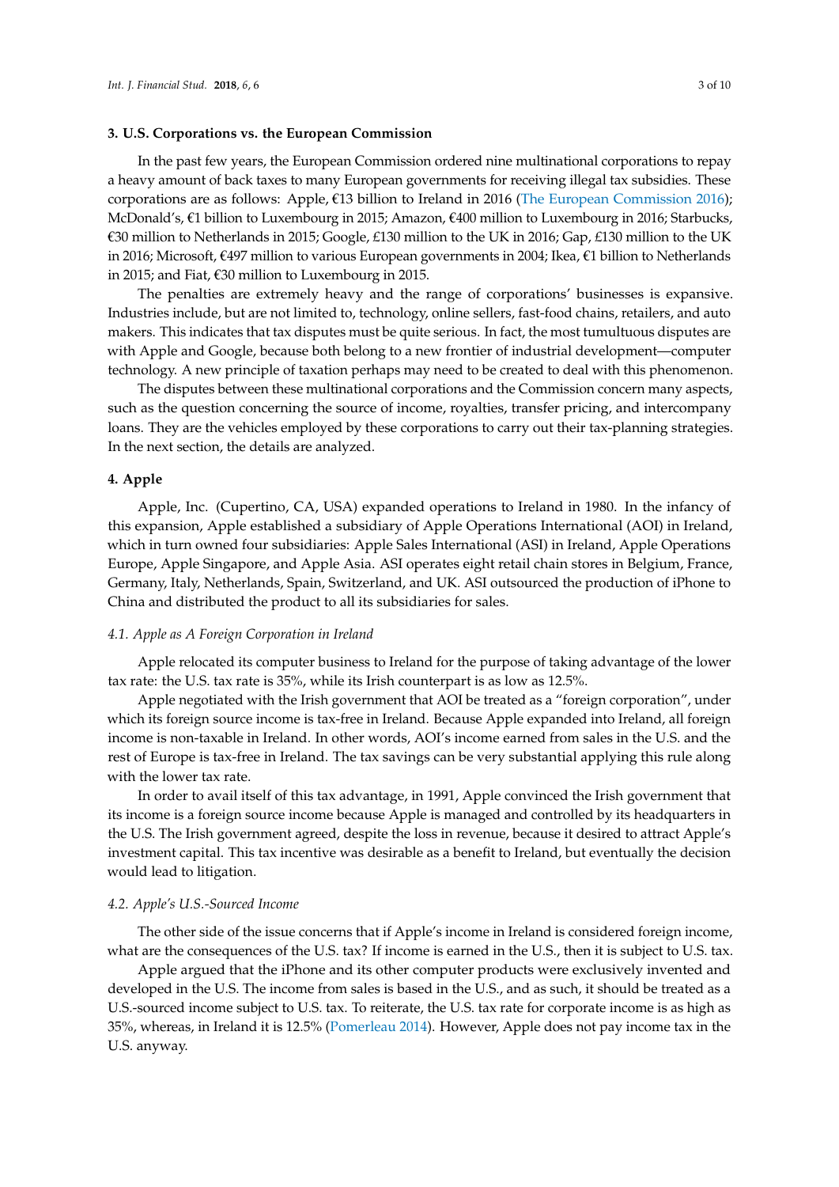## 3. U.S. Corporations vs. the European Commission

In the past few years, the European Commission ordered nine multinational corporations to repay a heavy amount of back taxes to many European governments for receiving illegal tax subsidies. These corporations are as follows: Apple, €13 billion to Ireland in 2016 (The European Commission 2016); McDonald's, €1 billion to Luxembourg in 2015; Amazon, €400 million to Luxembourg in 2016; Starbucks, €30 million to Netherlands in 2015; Google, £130 million to the UK in 2016; Gap, £130 million to the UK in 2016; Microsoft, €497 million to various European governments in 2004; Ikea, €1 billion to Netherlands in 2015; and Fiat, €30 million to Luxembourg in 2015.

The penalties are extremely heavy and the range of corporations' businesses is expansive. Industries include, but are not limited to, technology, online sellers, fast-food chains, retailers, and auto makers. This indicates that tax disputes must be quite serious. In fact, the most tumultuous disputes are with Apple and Google, because both belong to a new frontier of industrial development—computer technology. A new principle of taxation perhaps may need to be created to deal with this phenomenon.

The disputes between these multinational corporations and the Commission concern many aspects, such as the question concerning the source of income, royalties, transfer pricing, and intercompany loans. They are the vehicles employed by these corporations to carry out their tax-planning strategies. In the next section, the details are analyzed.

## 4. Apple

Apple, Inc. (Cupertino, CA, USA) expanded operations to Ireland in 1980. In the infancy of this expansion, Apple established a subsidiary of Apple Operations International (AOI) in Ireland, which in turn owned four subsidiaries: Apple Sales International (ASI) in Ireland, Apple Operations Europe, Apple Singapore, and Apple Asia. ASI operates eight retail chain stores in Belgium, France, Germany, Italy, Netherlands, Spain, Switzerland, and UK. ASI outsourced the production of iPhone to China and distributed the product to all its subsidiaries for sales.

### *4.1. Apple as A Foreign Corporation in Ireland*

Apple relocated its computer business to Ireland for the purpose of taking advantage of the lower tax rate: the U.S. tax rate is 35%, while its Irish counterpart is as low as 12.5%.

Apple negotiated with the Irish government that AOI be treated as a "foreign corporation", under which its foreign source income is tax-free in Ireland. Because Apple expanded into Ireland, all foreign income is non-taxable in Ireland. In other words, AOI's income earned from sales in the U.S. and the rest of Europe is tax-free in Ireland. The tax savings can be very substantial applying this rule along with the lower tax rate.

In order to avail itself of this tax advantage, in 1991, Apple convinced the Irish government that its income is a foreign source income because Apple is managed and controlled by its headquarters in the U.S. The Irish government agreed, despite the loss in revenue, because it desired to attract Apple's investment capital. This tax incentive was desirable as a benefit to Ireland, but eventually the decision would lead to litigation.

### *4.2. Apple's U.S.-Sourced Income*

The other side of the issue concerns that if Apple's income in Ireland is considered foreign income, what are the consequences of the U.S. tax? If income is earned in the U.S., then it is subject to U.S. tax.

Apple argued that the iPhone and its other computer products were exclusively invented and developed in the U.S. The income from sales is based in the U.S., and as such, it should be treated as a U.S.-sourced income subject to U.S. tax. To reiterate, the U.S. tax rate for corporate income is as high as 35%, whereas, in Ireland it is 12.5% (Pomerleau 2014). However, Apple does not pay income tax in the U.S. anyway.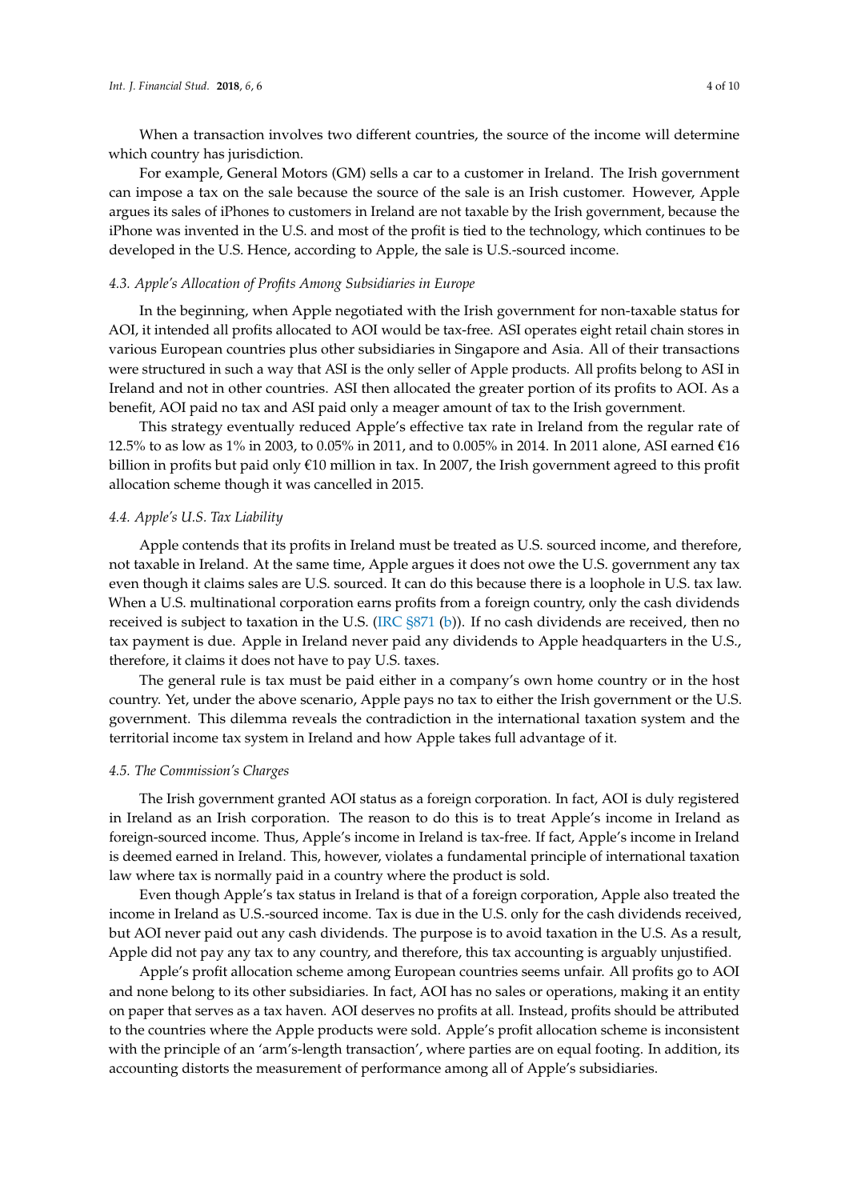When a transaction involves two different countries, the source of the income will determine which country has jurisdiction.

For example, General Motors (GM) sells a car to a customer in Ireland. The Irish government can impose a tax on the sale because the source of the sale is an Irish customer. However, Apple argues its sales of iPhones to customers in Ireland are not taxable by the Irish government, because the iPhone was invented in the U.S. and most of the profit is tied to the technology, which continues to be developed in the U.S. Hence, according to Apple, the sale is U.S.-sourced income.

### *4.3. Apple's Allocation of Profits Among Subsidiaries in Europe*

In the beginning, when Apple negotiated with the Irish government for non-taxable status for AOI, it intended all profits allocated to AOI would be tax-free. ASI operates eight retail chain stores in various European countries plus other subsidiaries in Singapore and Asia. All of their transactions were structured in such a way that ASI is the only seller of Apple products. All profits belong to ASI in Ireland and not in other countries. ASI then allocated the greater portion of its profits to AOI. As a benefit, AOI paid no tax and ASI paid only a meager amount of tax to the Irish government.

This strategy eventually reduced Apple's effective tax rate in Ireland from the regular rate of 12.5% to as low as 1% in 2003, to 0.05% in 2011, and to 0.005% in 2014. In 2011 alone, ASI earned €16 billion in profits but paid only €10 million in tax. In 2007, the Irish government agreed to this profit allocation scheme though it was cancelled in 2015.

### *4.4. Apple's U.S. Tax Liability*

Apple contends that its profits in Ireland must be treated as U.S. sourced income, and therefore, not taxable in Ireland. At the same time, Apple argues it does not owe the U.S. government any tax even though it claims sales are U.S. sourced. It can do this because there is a loophole in U.S. tax law. When a U.S. multinational corporation earns profits from a foreign country, only the cash dividends received is subject to taxation in the U.S. (IRC §871 (b)). If no cash dividends are received, then no tax payment is due. Apple in Ireland never paid any dividends to Apple headquarters in the U.S., therefore, it claims it does not have to pay U.S. taxes.

The general rule is tax must be paid either in a company's own home country or in the host country. Yet, under the above scenario, Apple pays no tax to either the Irish government or the U.S. government. This dilemma reveals the contradiction in the international taxation system and the territorial income tax system in Ireland and how Apple takes full advantage of it.

### *4.5. The Commission's Charges*

The Irish government granted AOI status as a foreign corporation. In fact, AOI is duly registered in Ireland as an Irish corporation. The reason to do this is to treat Apple's income in Ireland as foreign-sourced income. Thus, Apple's income in Ireland is tax-free. If fact, Apple's income in Ireland is deemed earned in Ireland. This, however, violates a fundamental principle of international taxation law where tax is normally paid in a country where the product is sold.

Even though Apple's tax status in Ireland is that of a foreign corporation, Apple also treated the income in Ireland as U.S.-sourced income. Tax is due in the U.S. only for the cash dividends received, but AOI never paid out any cash dividends. The purpose is to avoid taxation in the U.S. As a result, Apple did not pay any tax to any country, and therefore, this tax accounting is arguably unjustified.

Apple's profit allocation scheme among European countries seems unfair. All profits go to AOI and none belong to its other subsidiaries. In fact, AOI has no sales or operations, making it an entity on paper that serves as a tax haven. AOI deserves no profits at all. Instead, profits should be attributed to the countries where the Apple products were sold. Apple's profit allocation scheme is inconsistent with the principle of an 'arm's-length transaction', where parties are on equal footing. In addition, its accounting distorts the measurement of performance among all of Apple's subsidiaries.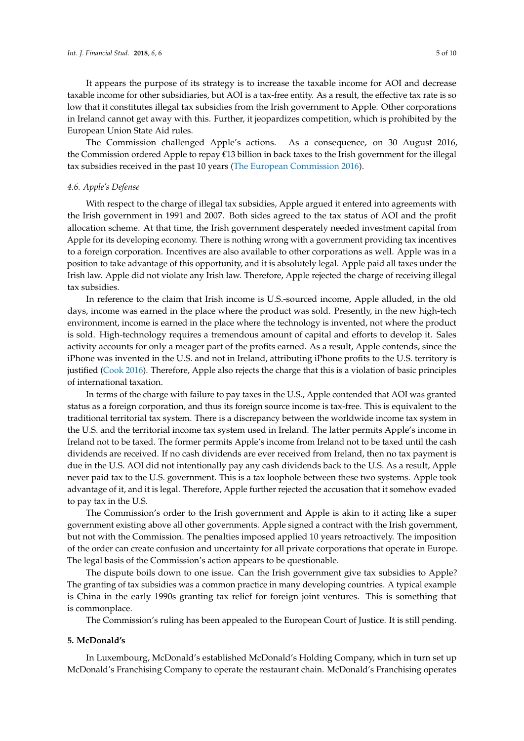It appears the purpose of its strategy is to increase the taxable income for AOI and decrease taxable income for other subsidiaries, but AOI is a tax-free entity. As a result, the effective tax rate is so low that it constitutes illegal tax subsidies from the Irish government to Apple. Other corporations in Ireland cannot get away with this. Further, it jeopardizes competition, which is prohibited by the European Union State Aid rules.

The Commission challenged Apple's actions. As a consequence, on 30 August 2016, the Commission ordered Apple to repay €13 billion in back taxes to the Irish government for the illegal tax subsidies received in the past 10 years (The European Commission 2016).

### 4.6. Apple's Defense

With respect to the charge of illegal tax subsidies, Apple argued it entered into agreements with the Irish government in 1991 and 2007. Both sides agreed to the tax status of AOI and the profit allocation scheme. At that time, the Irish government desperately needed investment capital from Apple for its developing economy. There is nothing wrong with a government providing tax incentives to a foreign corporation. Incentives are also available to other corporations as well. Apple was in a position to take advantage of this opportunity, and it is absolutely legal. Apple paid all taxes under the Irish law. Apple did not violate any Irish law. Therefore, Apple rejected the charge of receiving illegal tax subsidies.

In reference to the claim that Irish income is U.S.-sourced income, Apple alluded, in the old days, income was earned in the place where the product was sold. Presently, in the new high-tech environment, income is earned in the place where the technology is invented, not where the product is sold. High-technology requires a tremendous amount of capital and efforts to develop it. Sales activity accounts for only a meager part of the profits earned. As a result, Apple contends, since the iPhone was invented in the U.S. and not in Ireland, attributing iPhone profits to the U.S. territory is justified (Cook 2016). Therefore, Apple also rejects the charge that this is a violation of basic principles of international taxation.

In terms of the charge with failure to pay taxes in the U.S., Apple contended that AOI was granted status as a foreign corporation, and thus its foreign source income is tax-free. This is equivalent to the traditional territorial tax system. There is a discrepancy between the worldwide income tax system in the U.S. and the territorial income tax system used in Ireland. The latter permits Apple's income in Ireland not to be taxed. The former permits Apple's income from Ireland not to be taxed until the cash dividends are received. If no cash dividends are ever received from Ireland, then no tax payment is due in the U.S. AOI did not intentionally pay any cash dividends back to the U.S. As a result, Apple never paid tax to the U.S. government. This is a tax loophole between these two systems. Apple took advantage of it, and it is legal. Therefore, Apple further rejected the accusation that it somehow evaded to pay tax in the U.S.

The Commission's order to the Irish government and Apple is akin to it acting like a super government existing above all other governments. Apple signed a contract with the Irish government, but not with the Commission. The penalties imposed applied 10 years retroactively. The imposition of the order can create confusion and uncertainty for all private corporations that operate in Europe. The legal basis of the Commission's action appears to be questionable.

The dispute boils down to one issue. Can the Irish government give tax subsidies to Apple? The granting of tax subsidies was a common practice in many developing countries. A typical example is China in the early 1990s granting tax relief for foreign joint ventures. This is something that is commonplace.

The Commission's ruling has been appealed to the European Court of Justice. It is still pending.

## 5. McDonald's

In Luxembourg, McDonald's established McDonald's Holding Company, which in turn set up McDonald's Franchising Company to operate the restaurant chain. McDonald's Franchising operates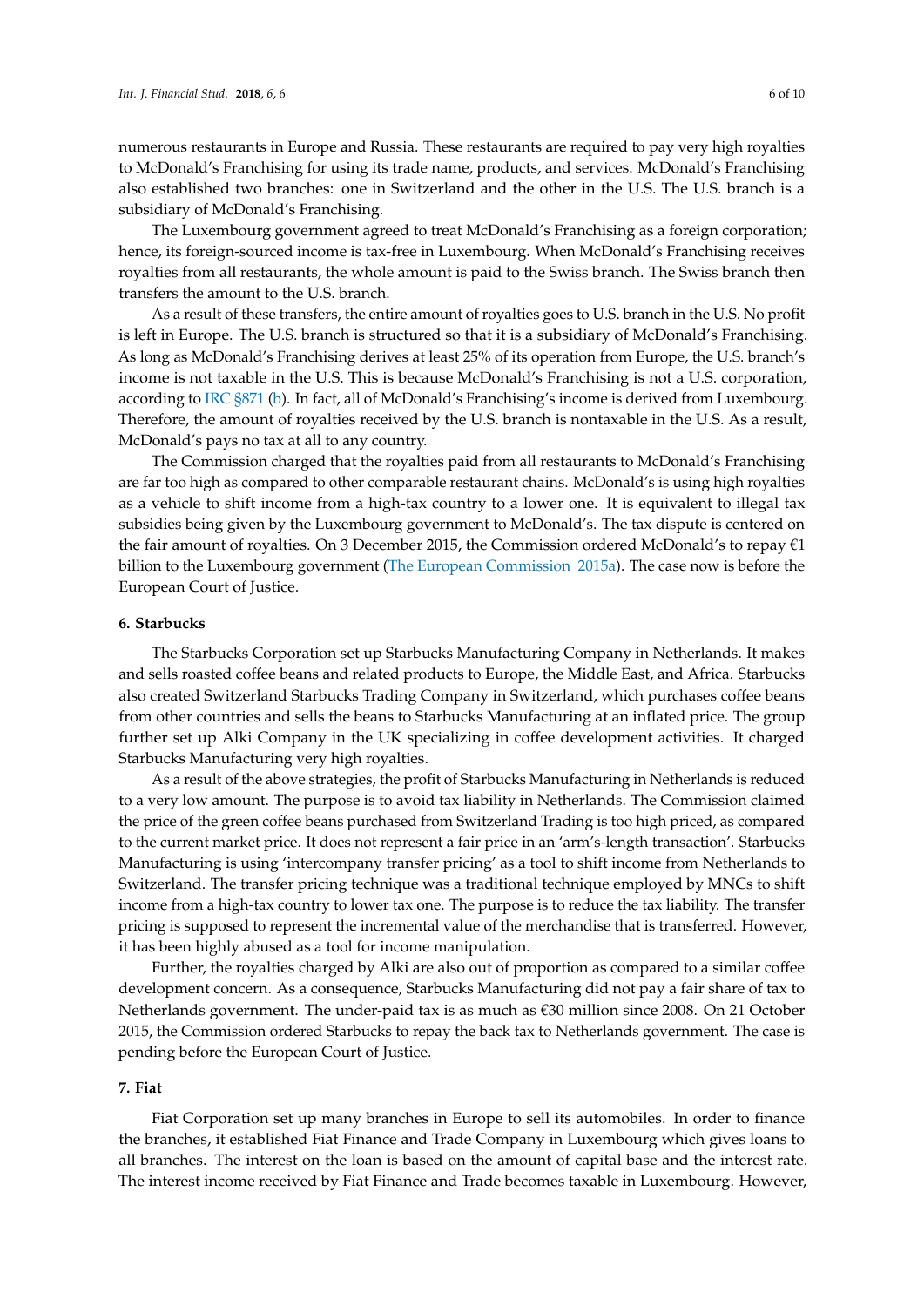numerous restaurants in Europe and Russia. These restaurants are required to pay very high royalties to McDonald's Franchising for using its trade name, products, and services. McDonald's Franchising also established two branches: one in Switzerland and the other in the U.S. The U.S. branch is a subsidiary of McDonald's Franchising.

The Luxembourg government agreed to treat McDonald's Franchising as a foreign corporation; hence, its foreign-sourced income is tax-free in Luxembourg. When McDonald's Franchising receives royalties from all restaurants, the whole amount is paid to the Swiss branch. The Swiss branch then transfers the amount to the U.S. branch.

As a result of these transfers, the entire amount of royalties goes to U.S. branch in the U.S. No profit is left in Europe. The U.S. branch is structured so that it is a subsidiary of McDonald's Franchising. As long as McDonald's Franchising derives at least 25% of its operation from Europe, the U.S. branch's income is not taxable in the U.S. This is because McDonald's Franchising is not a U.S. corporation, according to IRC §871 (b). In fact, all of McDonald's Franchising's income is derived from Luxembourg. Therefore, the amount of royalties received by the U.S. branch is nontaxable in the U.S. As a result, McDonald's pays no tax at all to any country.

The Commission charged that the royalties paid from all restaurants to McDonald's Franchising are far too high as compared to other comparable restaurant chains. McDonald's is using high royalties as a vehicle to shift income from a high-tax country to a lower one. It is equivalent to illegal tax subsidies being given by the Luxembourg government to McDonald's. The tax dispute is centered on the fair amount of royalties. On 3 December 2015, the Commission ordered McDonald's to repay €1 billion to the Luxembourg government (The European Commission 2015a). The case now is before the European Court of Justice.

## 6. Starbucks

The Starbucks Corporation set up Starbucks Manufacturing Company in Netherlands. It makes and sells roasted coffee beans and related products to Europe, the Middle East, and Africa. Starbucks also created Switzerland Starbucks Trading Company in Switzerland, which purchases coffee beans from other countries and sells the beans to Starbucks Manufacturing at an inflated price. The group further set up Alki Company in the UK specializing in coffee development activities. It charged Starbucks Manufacturing very high royalties.

As a result of the above strategies, the profit of Starbucks Manufacturing in Netherlands is reduced to a very low amount. The purpose is to avoid tax liability in Netherlands. The Commission claimed the price of the green coffee beans purchased from Switzerland Trading is too high priced, as compared to the current market price. It does not represent a fair price in an 'arm's-length transaction'. Starbucks Manufacturing is using 'intercompany transfer pricing' as a tool to shift income from Netherlands to Switzerland. The transfer pricing technique was a traditional technique employed by MNCs to shift income from a high-tax country to lower tax one. The purpose is to reduce the tax liability. The transfer pricing is supposed to represent the incremental value of the merchandise that is transferred. However, it has been highly abused as a tool for income manipulation.

Further, the royalties charged by Alki are also out of proportion as compared to a similar coffee development concern. As a consequence, Starbucks Manufacturing did not pay a fair share of tax to Netherlands government. The under-paid tax is as much as €30 million since 2008. On 21 October 2015, the Commission ordered Starbucks to repay the back tax to Netherlands government. The case is pending before the European Court of Justice.

## 7. Fiat

Fiat Corporation set up many branches in Europe to sell its automobiles. In order to finance the branches, it established Fiat Finance and Trade Company in Luxembourg which gives loans to all branches. The interest on the loan is based on the amount of capital base and the interest rate. The interest income received by Fiat Finance and Trade becomes taxable in Luxembourg. However,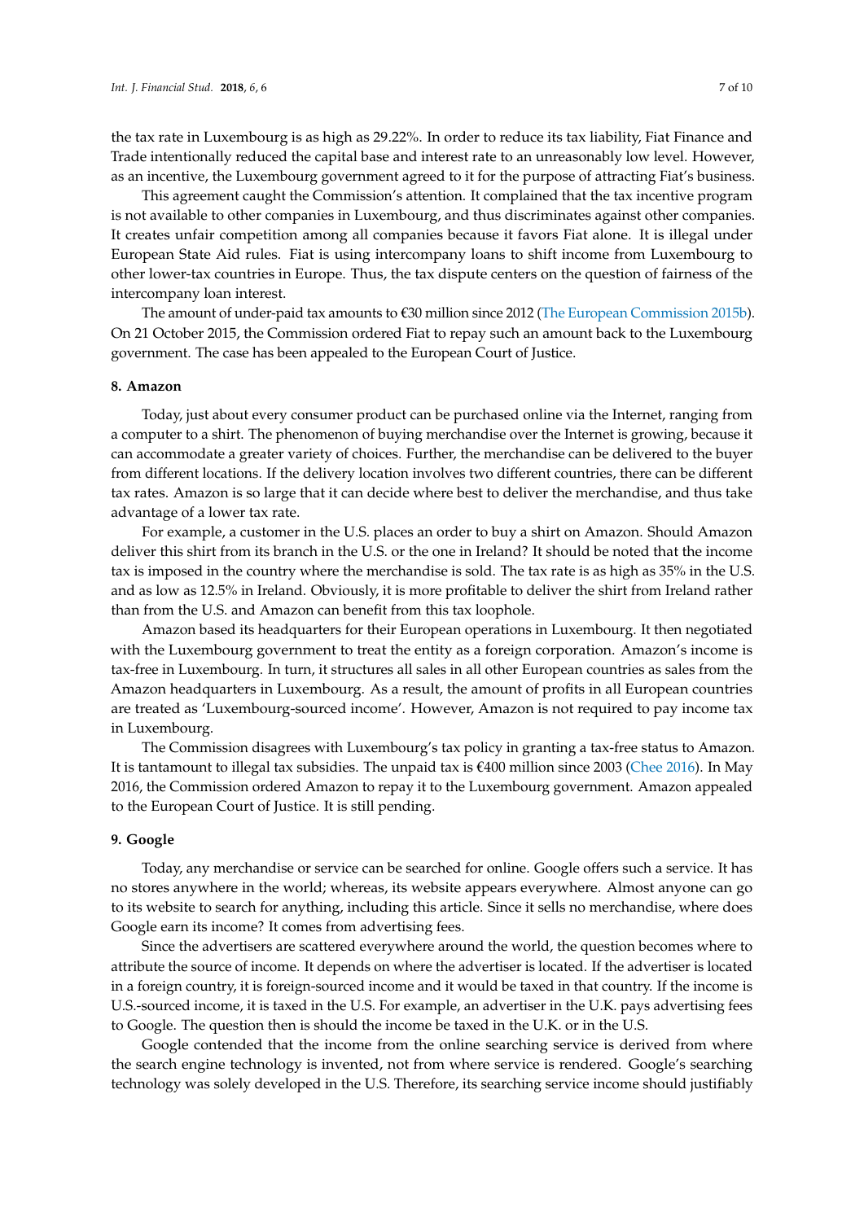the tax rate in Luxembourg is as high as 29.22%. In order to reduce its tax liability, Fiat Finance and Trade intentionally reduced the capital base and interest rate to an unreasonably low level. However, as an incentive, the Luxembourg government agreed to it for the purpose of attracting Fiat's business.

This agreement caught the Commission's attention. It complained that the tax incentive program is not available to other companies in Luxembourg, and thus discriminates against other companies. It creates unfair competition among all companies because it favors Fiat alone. It is illegal under European State Aid rules. Fiat is using intercompany loans to shift income from Luxembourg to other lower-tax countries in Europe. Thus, the tax dispute centers on the question of fairness of the intercompany loan interest.

The amount of under-paid tax amounts to €30 million since 2012 (The European Commission 2015b). On 21 October 2015, the Commission ordered Fiat to repay such an amount back to the Luxembourg government. The case has been appealed to the European Court of Justice.

## 8. Amazon

Today, just about every consumer product can be purchased online via the Internet, ranging from a computer to a shirt. The phenomenon of buying merchandise over the Internet is growing, because it can accommodate a greater variety of choices. Further, the merchandise can be delivered to the buyer from different locations. If the delivery location involves two different countries, there can be different tax rates. Amazon is so large that it can decide where best to deliver the merchandise, and thus take advantage of a lower tax rate.

For example, a customer in the U.S. places an order to buy a shirt on Amazon. Should Amazon deliver this shirt from its branch in the U.S. or the one in Ireland? It should be noted that the income tax is imposed in the country where the merchandise is sold. The tax rate is as high as 35% in the U.S. and as low as 12.5% in Ireland. Obviously, it is more profitable to deliver the shirt from Ireland rather than from the U.S. and Amazon can benefit from this tax loophole.

Amazon based its headquarters for their European operations in Luxembourg. It then negotiated with the Luxembourg government to treat the entity as a foreign corporation. Amazon's income is tax-free in Luxembourg. In turn, it structures all sales in all other European countries as sales from the Amazon headquarters in Luxembourg. As a result, the amount of profits in all European countries are treated as 'Luxembourg-sourced income'. However, Amazon is not required to pay income tax in Luxembourg.

The Commission disagrees with Luxembourg's tax policy in granting a tax-free status to Amazon. It is tantamount to illegal tax subsidies. The unpaid tax is €400 million since 2003 (Chee 2016). In May 2016, the Commission ordered Amazon to repay it to the Luxembourg government. Amazon appealed to the European Court of Justice. It is still pending.

## 9. Google

Today, any merchandise or service can be searched for online. Google offers such a service. It has no stores anywhere in the world; whereas, its website appears everywhere. Almost anyone can go to its website to search for anything, including this article. Since it sells no merchandise, where does Google earn its income? It comes from advertising fees.

Since the advertisers are scattered everywhere around the world, the question becomes where to attribute the source of income. It depends on where the advertiser is located. If the advertiser is located in a foreign country, it is foreign-sourced income and it would be taxed in that country. If the income is U.S.-sourced income, it is taxed in the U.S. For example, an advertiser in the U.K. pays advertising fees to Google. The question then is should the income be taxed in the U.K. or in the U.S.

Google contended that the income from the online searching service is derived from where the search engine technology is invented, not from where service is rendered. Google's searching technology was solely developed in the U.S. Therefore, its searching service income should justifiably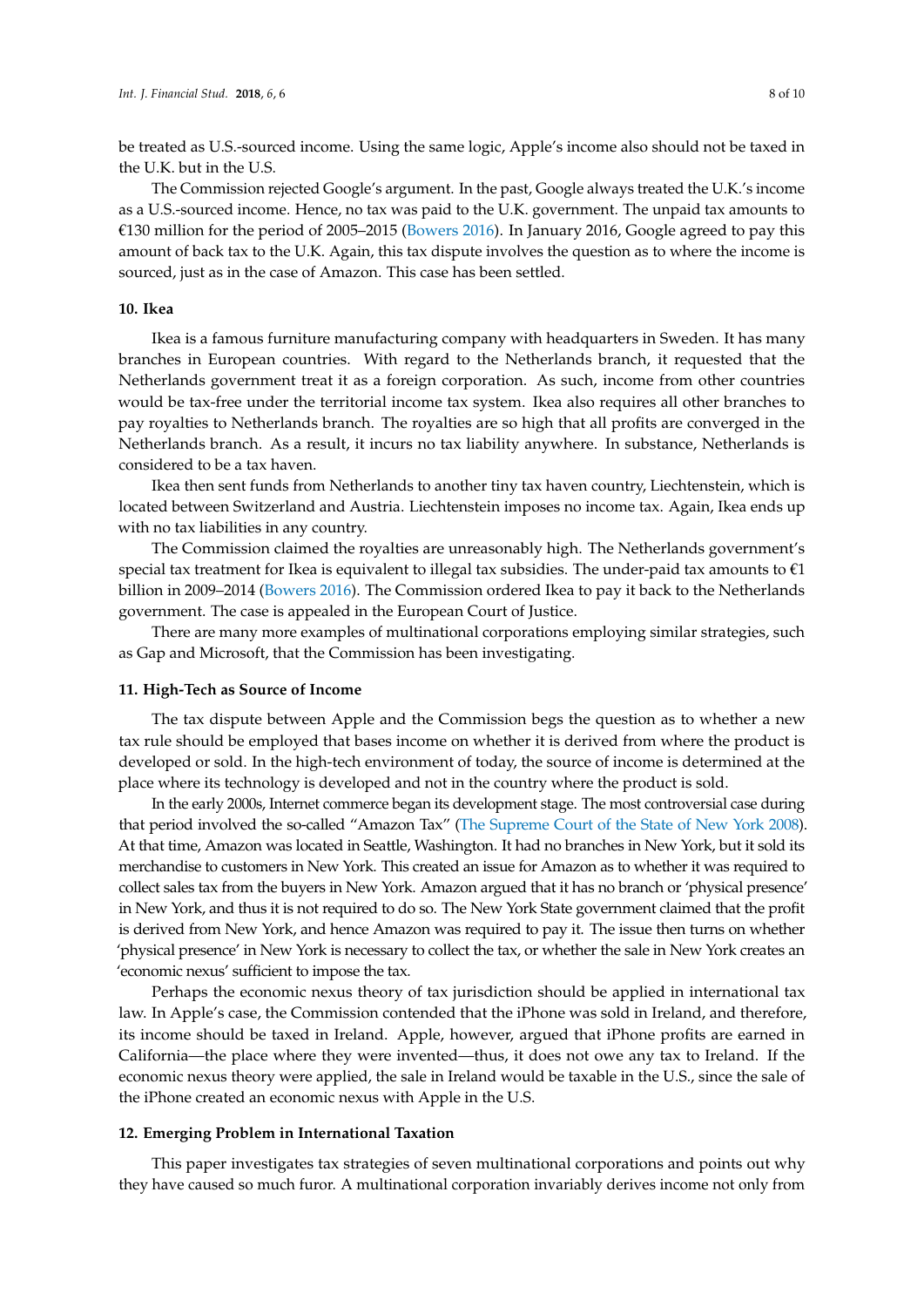be treated as U.S.-sourced income. Using the same logic, Apple's income also should not be taxed in the U.K. but in the U.S.

The Commission rejected Google's argument. In the past, Google always treated the U.K.'s income as a U.S.-sourced income. Hence, no tax was paid to the U.K. government. The unpaid tax amounts to €130 million for the period of 2005–2015 (Bowers 2016). In January 2016, Google agreed to pay this amount of back tax to the U.K. Again, this tax dispute involves the question as to where the income is sourced, just as in the case of Amazon. This case has been settled.

## 10. Ikea

Ikea is a famous furniture manufacturing company with headquarters in Sweden. It has many branches in European countries. With regard to the Netherlands branch, it requested that the Netherlands government treat it as a foreign corporation. As such, income from other countries would be tax-free under the territorial income tax system. Ikea also requires all other branches to pay royalties to Netherlands branch. The royalties are so high that all profits are converged in the Netherlands branch. As a result, it incurs no tax liability anywhere. In substance, Netherlands is considered to be a tax haven.

Ikea then sent funds from Netherlands to another tiny tax haven country, Liechtenstein, which is located between Switzerland and Austria. Liechtenstein imposes no income tax. Again, Ikea ends up with no tax liabilities in any country.

The Commission claimed the royalties are unreasonably high. The Netherlands government's special tax treatment for Ikea is equivalent to illegal tax subsidies. The under-paid tax amounts to €1 billion in 2009–2014 (Bowers 2016). The Commission ordered Ikea to pay it back to the Netherlands government. The case is appealed in the European Court of Justice.

There are many more examples of multinational corporations employing similar strategies, such as Gap and Microsoft, that the Commission has been investigating.

## 11. High-Tech as Source of Income

The tax dispute between Apple and the Commission begs the question as to whether a new tax rule should be employed that bases income on whether it is derived from where the product is developed or sold. In the high-tech environment of today, the source of income is determined at the place where its technology is developed and not in the country where the product is sold.

In the early 2000s, Internet commerce began its development stage. The most controversial case during that period involved the so-called "Amazon Tax" (The Supreme Court of the State of New York 2008). At that time, Amazon was located in Seattle, Washington. It had no branches in New York, but it sold its merchandise to customers in New York. This created an issue for Amazon as to whether it was required to collect sales tax from the buyers in New York. Amazon argued that it has no branch or 'physical presence' in New York, and thus it is not required to do so. The New York State government claimed that the profit is derived from New York, and hence Amazon was required to pay it. The issue then turns on whether 'physical presence' in New York is necessary to collect the tax, or whether the sale in New York creates an 'economic nexus' sufficient to impose the tax.

Perhaps the economic nexus theory of tax jurisdiction should be applied in international tax law. In Apple's case, the Commission contended that the iPhone was sold in Ireland, and therefore, its income should be taxed in Ireland. Apple, however, argued that iPhone profits are earned in California—the place where they were invented—thus, it does not owe any tax to Ireland. If the economic nexus theory were applied, the sale in Ireland would be taxable in the U.S., since the sale of the iPhone created an economic nexus with Apple in the U.S.

## 12. Emerging Problem in International Taxation

This paper investigates tax strategies of seven multinational corporations and points out why they have caused so much furor. A multinational corporation invariably derives income not only from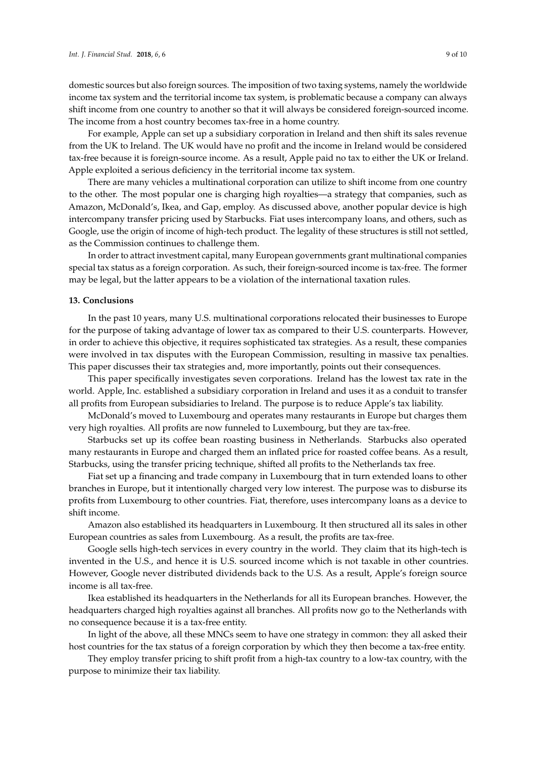domestic sources but also foreign sources. The imposition of two taxing systems, namely the worldwide income tax system and the territorial income tax system, is problematic because a company can always shift income from one country to another so that it will always be considered foreign-sourced income. The income from a host country becomes tax-free in a home country.

For example, Apple can set up a subsidiary corporation in Ireland and then shift its sales revenue from the UK to Ireland. The UK would have no profit and the income in Ireland would be considered tax-free because it is foreign-source income. As a result, Apple paid no tax to either the UK or Ireland. Apple exploited a serious deficiency in the territorial income tax system.

There are many vehicles a multinational corporation can utilize to shift income from one country to the other. The most popular one is charging high royalties—a strategy that companies, such as Amazon, McDonald's, Ikea, and Gap, employ. As discussed above, another popular device is high intercompany transfer pricing used by Starbucks. Fiat uses intercompany loans, and others, such as Google, use the origin of income of high-tech product. The legality of these structures is still not settled, as the Commission continues to challenge them.

In order to attract investment capital, many European governments grant multinational companies special tax status as a foreign corporation. As such, their foreign-sourced income is tax-free. The former may be legal, but the latter appears to be a violation of the international taxation rules.

## 13. Conclusions

In the past 10 years, many U.S. multinational corporations relocated their businesses to Europe for the purpose of taking advantage of lower tax as compared to their U.S. counterparts. However, in order to achieve this objective, it requires sophisticated tax strategies. As a result, these companies were involved in tax disputes with the European Commission, resulting in massive tax penalties. This paper discusses their tax strategies and, more importantly, points out their consequences.

This paper specifically investigates seven corporations. Ireland has the lowest tax rate in the world. Apple, Inc. established a subsidiary corporation in Ireland and uses it as a conduit to transfer all profits from European subsidiaries to Ireland. The purpose is to reduce Apple's tax liability.

McDonald's moved to Luxembourg and operates many restaurants in Europe but charges them very high royalties. All profits are now funneled to Luxembourg, but they are tax-free.

Starbucks set up its coffee bean roasting business in Netherlands. Starbucks also operated many restaurants in Europe and charged them an inflated price for roasted coffee beans. As a result, Starbucks, using the transfer pricing technique, shifted all profits to the Netherlands tax free.

Fiat set up a financing and trade company in Luxembourg that in turn extended loans to other branches in Europe, but it intentionally charged very low interest. The purpose was to disburse its profits from Luxembourg to other countries. Fiat, therefore, uses intercompany loans as a device to shift income.

Amazon also established its headquarters in Luxembourg. It then structured all its sales in other European countries as sales from Luxembourg. As a result, the profits are tax-free.

Google sells high-tech services in every country in the world. They claim that its high-tech is invented in the U.S., and hence it is U.S. sourced income which is not taxable in other countries. However, Google never distributed dividends back to the U.S. As a result, Apple's foreign source income is all tax-free.

Ikea established its headquarters in the Netherlands for all its European branches. However, the headquarters charged high royalties against all branches. All profits now go to the Netherlands with no consequence because it is a tax-free entity.

In light of the above, all these MNCs seem to have one strategy in common: they all asked their host countries for the tax status of a foreign corporation by which they then become a tax-free entity.

They employ transfer pricing to shift profit from a high-tax country to a low-tax country, with the purpose to minimize their tax liability.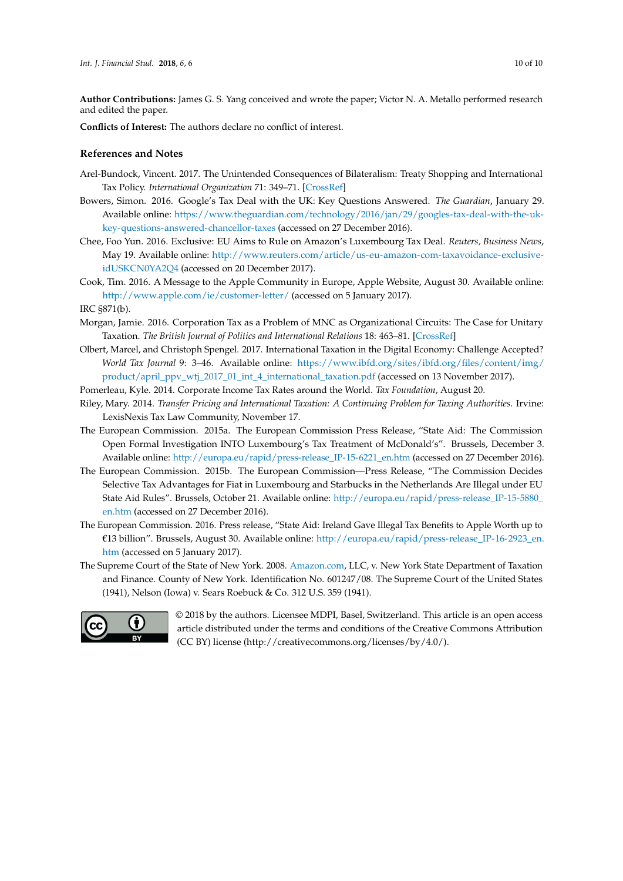**Author Contributions:** James G. S. Yang conceived and wrote the paper; Victor N. A. Metallo performed research and edited the paper.

**Conflicts of Interest:** The authors declare no conflict of interest.

## References and Notes

Arel-Bundock, Vincent. 2017. The Unintended Consequences of Bilateralism: Treaty Shopping and International Tax Policy. *International Organization* 71: 349–71. [CrossRef]

Bowers, Simon. 2016. Google's Tax Deal with the UK: Key Questions Answered. *The Guardian*, January 29. Available online: https://www.theguardian.com/technology/2016/jan/29/googles-tax-deal-with-the-uk-key-questions-answered-chancellor-taxes (accessed on 27 December 2016).

Chee, Foo Yun. 2016. Exclusive: EU Aims to Rule on Amazon's Luxembourg Tax Deal. *Reuters, Business News*, May 19. Available online: http://www.reuters.com/article/us-eu-amazon-com-taxavoidance-exclusive-idUSKCN0YA2Q4 (accessed on 20 December 2017).

Cook, Tim. 2016. A Message to the Apple Community in Europe, Apple Website, August 30. Available online: http://www.apple.com/ie/customer-letter/ (accessed on 5 January 2017).

IRC §871(b).

Morgan, Jamie. 2016. Corporation Tax as a Problem of MNC as Organizational Circuits: The Case for Unitary Taxation. *The British Journal of Politics and International Relations* 18: 463–81. [CrossRef]

Olbert, Marcel, and Christoph Spengel. 2017. International Taxation in the Digital Economy: Challenge Accepted? *World Tax Journal* 9: 3–46. Available online: https://www.ibfd.org/sites/ibfd.org/files/content/img/product/april_ppv_wtj_2017_01_int_4_international_taxation.pdf (accessed on 13 November 2017).

Pomerleau, Kyle. 2014. Corporate Income Tax Rates around the World. *Tax Foundation*, August 20.

Riley, Mary. 2014. *Transfer Pricing and International Taxation: A Continuing Problem for Taxing Authorities*. Irvine: LexisNexis Tax Law Community, November 17.

The European Commission. 2015a. The European Commission Press Release, "State Aid: The Commission Open Formal Investigation INTO Luxembourg's Tax Treatment of McDonald's". Brussels, December 3. Available online: http://europa.eu/rapid/press-release_IP-15-6221_en.htm (accessed on 27 December 2016).

The European Commission. 2015b. The European Commission—Press Release, "The Commission Decides Selective Tax Advantages for Fiat in Luxembourg and Starbucks in the Netherlands Are Illegal under EU State Aid Rules". Brussels, October 21. Available online: http://europa.eu/rapid/press-release_IP-15-5880_en.htm (accessed on 27 December 2016).

The European Commission. 2016. Press release, "State Aid: Ireland Gave Illegal Tax Benefits to Apple Worth up to €13 billion". Brussels, August 30. Available online: http://europa.eu/rapid/press-release_IP-16-2923_en.htm (accessed on 5 January 2017).

The Supreme Court of the State of New York. 2008. Amazon.com, LLC, v. New York State Department of Taxation and Finance. County of New York. Identification No. 601247/08. The Supreme Court of the United States (1941), Nelson (Iowa) v. Sears Roebuck & Co. 312 U.S. 359 (1941).

© 2018 by the authors. Licensee MDPI, Basel, Switzerland. This article is an open access article distributed under the terms and conditions of the Creative Commons Attribution (CC BY) license (http://creativecommons.org/licenses/by/4.0/).